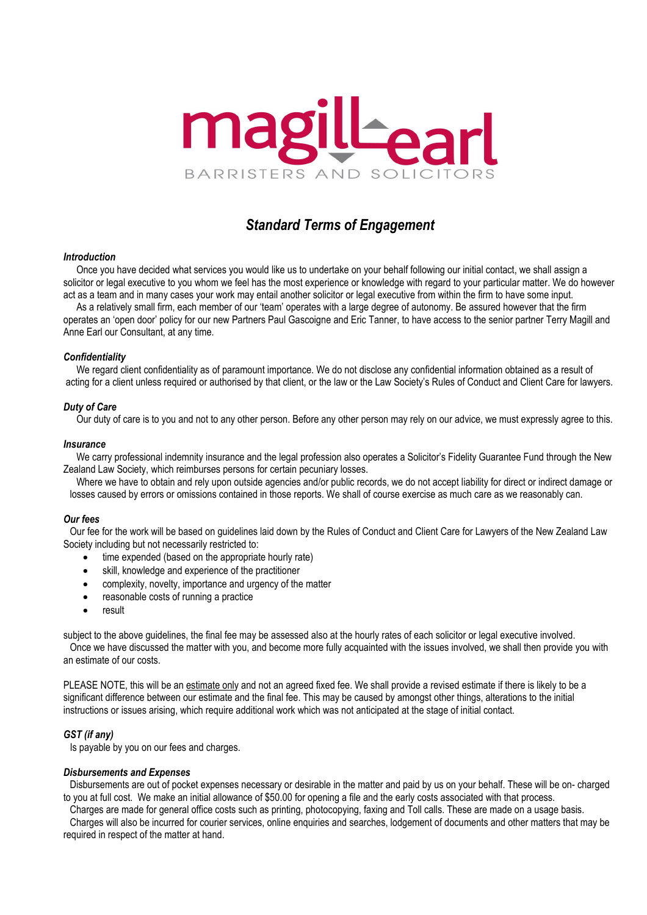magill earl

BARRISTERS AND SOLICITORS

# *Standard Terms of Engagement*

### *Introduction*

Once you have decided what services you would like us to undertake on your behalf following our initial contact, we shall assign a solicitor or legal executive to you whom we feel has the most experience or knowledge with regard to your particular matter. We do however act as a team and in many cases your work may entail another solicitor or legal executive from within the firm to have some input.

As a relatively small firm, each member of our 'team' operates with a large degree of autonomy. Be assured however that the firm operates an 'open door' policy for our new Partners Paul Gascoigne and Eric Tanner, to have access to the senior partner Terry Magill and Anne Earl our Consultant, at any time.

### *Confidentiality*

We regard client confidentiality as of paramount importance. We do not disclose any confidential information obtained as a result of acting for a client unless required or authorised by that client, or the law or the Law Society's Rules of Conduct and Client Care for lawyers.

### *Duty of Care*

Our duty of care is to you and not to any other person. Before any other person may rely on our advice, we must expressly agree to this.

### *Insurance*

We carry professional indemnity insurance and the legal profession also operates a Solicitor's Fidelity Guarantee Fund through the New Zealand Law Society, which reimburses persons for certain pecuniary losses.

Where we have to obtain and rely upon outside agencies and/or public records, we do not accept liability for direct or indirect damage or losses caused by errors or omissions contained in those reports. We shall of course exercise as much care as we reasonably can.

### *Our fees*

Our fee for the work will be based on guidelines laid down by the Rules of Conduct and Client Care for Lawyers of the New Zealand Law Society including but not necessarily restricted to:

- time expended (based on the appropriate hourly rate)
- skill, knowledge and experience of the practitioner
- complexity, novelty, importance and urgency of the matter
- reasonable costs of running a practice
- result

subject to the above guidelines, the final fee may be assessed also at the hourly rates of each solicitor or legal executive involved.

Once we have discussed the matter with you, and become more fully acquainted with the issues involved, we shall then provide you with an estimate of our costs.

PLEASE NOTE, this will be an estimate only and not an agreed fixed fee. We shall provide a revised estimate if there is likely to be a significant difference between our estimate and the final fee. This may be caused by amongst other things, alterations to the initial instructions or issues arising, which require additional work which was not anticipated at the stage of initial contact.

### *GST (if any)*

Is payable by you on our fees and charges.

### *Disbursements and Expenses*

Disbursements are out of pocket expenses necessary or desirable in the matter and paid by us on your behalf. These will be on- charged to you at full cost. We make an initial allowance of $50.00 for opening a file and the early costs associated with that process.

Charges are made for general office costs such as printing, photocopying, faxing and Toll calls. These are made on a usage basis.

Charges will also be incurred for courier services, online enquiries and searches, lodgement of documents and other matters that may be required in respect of the matter at hand.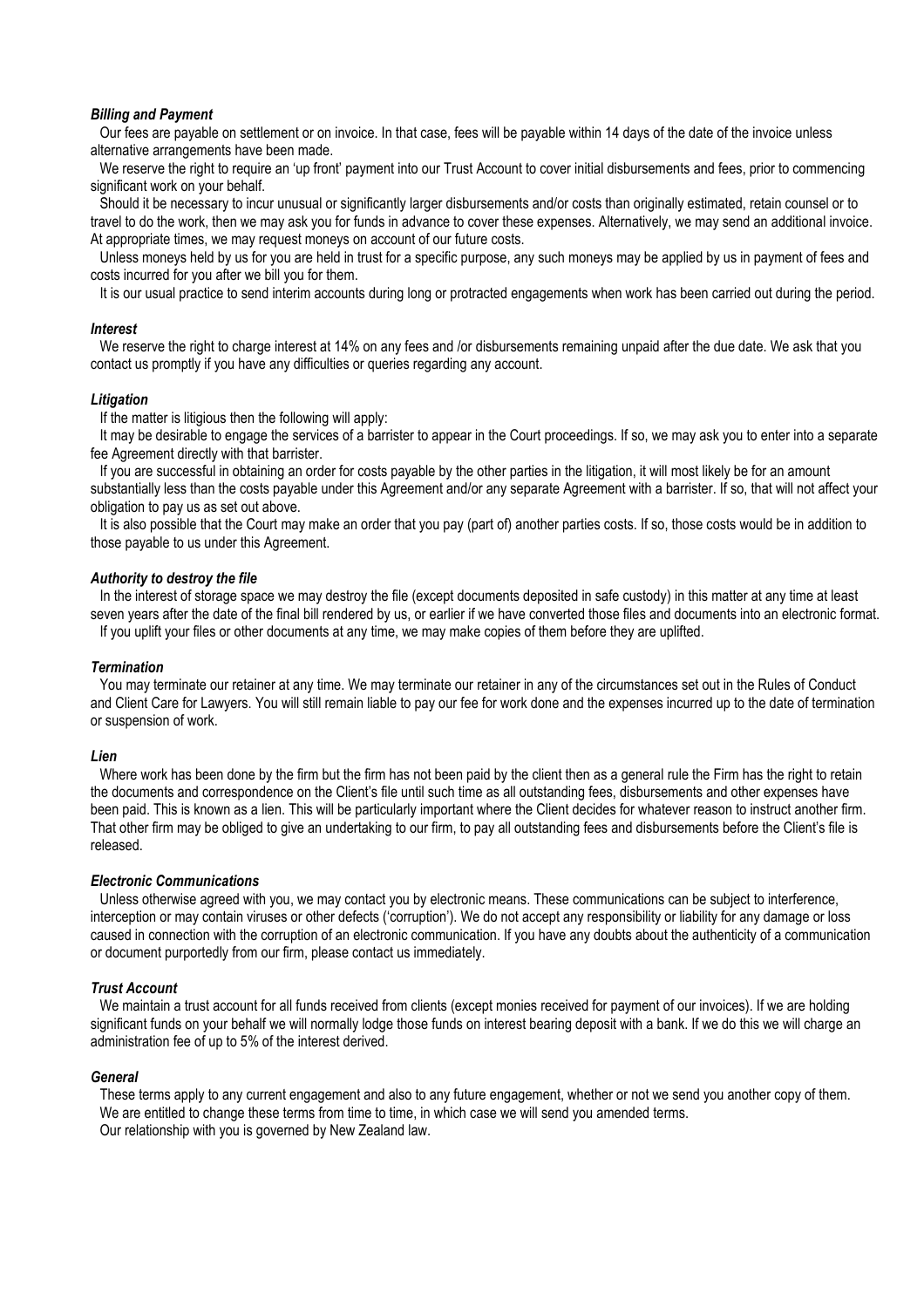### *Billing and Payment*

Our fees are payable on settlement or on invoice. In that case, fees will be payable within 14 days of the date of the invoice unless alternative arrangements have been made.

We reserve the right to require an 'up front' payment into our Trust Account to cover initial disbursements and fees, prior to commencing significant work on your behalf.

Should it be necessary to incur unusual or significantly larger disbursements and/or costs than originally estimated, retain counsel or to travel to do the work, then we may ask you for funds in advance to cover these expenses. Alternatively, we may send an additional invoice. At appropriate times, we may request moneys on account of our future costs.

Unless moneys held by us for you are held in trust for a specific purpose, any such moneys may be applied by us in payment of fees and costs incurred for you after we bill you for them.

It is our usual practice to send interim accounts during long or protracted engagements when work has been carried out during the period.

### *Interest*

We reserve the right to charge interest at 14% on any fees and /or disbursements remaining unpaid after the due date. We ask that you contact us promptly if you have any difficulties or queries regarding any account.

### *Litigation*

If the matter is litigious then the following will apply:

It may be desirable to engage the services of a barrister to appear in the Court proceedings. If so, we may ask you to enter into a separate fee Agreement directly with that barrister.

If you are successful in obtaining an order for costs payable by the other parties in the litigation, it will most likely be for an amount substantially less than the costs payable under this Agreement and/or any separate Agreement with a barrister. If so, that will not affect your obligation to pay us as set out above.

It is also possible that the Court may make an order that you pay (part of) another parties costs. If so, those costs would be in addition to those payable to us under this Agreement.

### *Authority to destroy the file*

In the interest of storage space we may destroy the file (except documents deposited in safe custody) in this matter at any time at least seven years after the date of the final bill rendered by us, or earlier if we have converted those files and documents into an electronic format.

If you uplift your files or other documents at any time, we may make copies of them before they are uplifted.

### *Termination*

You may terminate our retainer at any time. We may terminate our retainer in any of the circumstances set out in the Rules of Conduct and Client Care for Lawyers. You will still remain liable to pay our fee for work done and the expenses incurred up to the date of termination or suspension of work.

### *Lien*

Where work has been done by the firm but the firm has not been paid by the client then as a general rule the Firm has the right to retain the documents and correspondence on the Client's file until such time as all outstanding fees, disbursements and other expenses have been paid. This is known as a lien. This will be particularly important where the Client decides for whatever reason to instruct another firm. That other firm may be obliged to give an undertaking to our firm, to pay all outstanding fees and disbursements before the Client's file is released.

### *Electronic Communications*

Unless otherwise agreed with you, we may contact you by electronic means. These communications can be subject to interference, interception or may contain viruses or other defects ('corruption'). We do not accept any responsibility or liability for any damage or loss caused in connection with the corruption of an electronic communication. If you have any doubts about the authenticity of a communication or document purportedly from our firm, please contact us immediately.

### *Trust Account*

We maintain a trust account for all funds received from clients (except monies received for payment of our invoices). If we are holding significant funds on your behalf we will normally lodge those funds on interest bearing deposit with a bank. If we do this we will charge an administration fee of up to 5% of the interest derived.

### *General*

These terms apply to any current engagement and also to any future engagement, whether or not we send you another copy of them.

We are entitled to change these terms from time to time, in which case we will send you amended terms.

Our relationship with you is governed by New Zealand law.